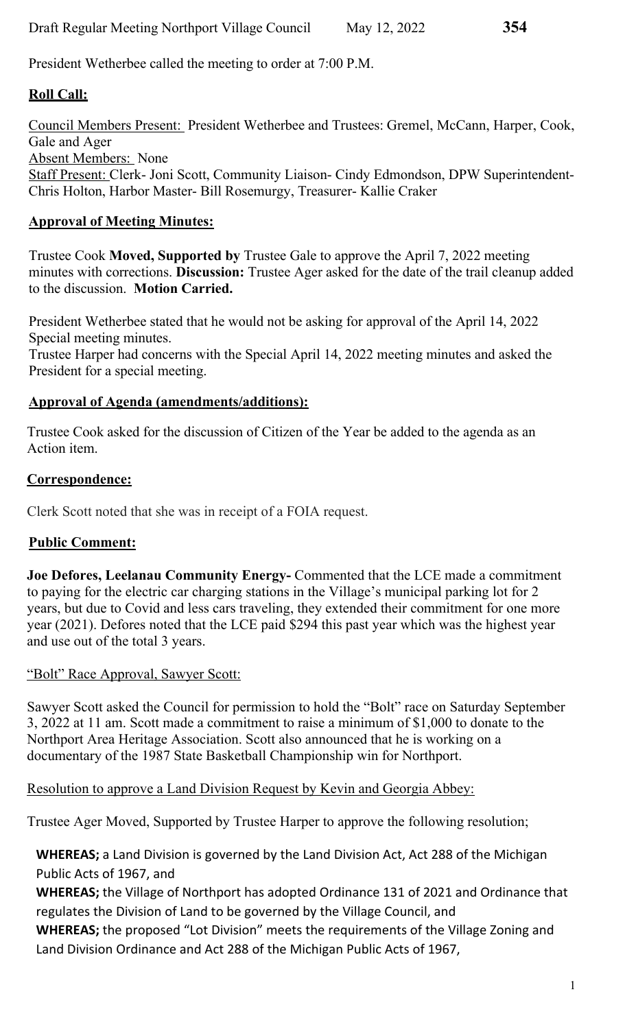President Wetherbee called the meeting to order at 7:00 P.M.

## **Roll Call:**

Council Members Present: President Wetherbee and Trustees: Gremel, McCann, Harper, Cook, Gale and Ager
Absent Members: None
Staff Present: Clerk- Joni Scott, Community Liaison- Cindy Edmondson, DPW Superintendent- Chris Holton, Harbor Master- Bill Rosemurgy, Treasurer- Kallie Craker

## **Approval of Meeting Minutes:**

Trustee Cook **Moved, Supported by** Trustee Gale to approve the April 7, 2022 meeting minutes with corrections. **Discussion:** Trustee Ager asked for the date of the trail cleanup added to the discussion. **Motion Carried.**

President Wetherbee stated that he would not be asking for approval of the April 14, 2022 Special meeting minutes.
Trustee Harper had concerns with the Special April 14, 2022 meeting minutes and asked the President for a special meeting.

## **Approval of Agenda (amendments/additions):**

Trustee Cook asked for the discussion of Citizen of the Year be added to the agenda as an Action item.

## **Correspondence:**

Clerk Scott noted that she was in receipt of a FOIA request.

## **Public Comment:**

**Joe Defores, Leelanau Community Energy-** Commented that the LCE made a commitment to paying for the electric car charging stations in the Village's municipal parking lot for 2 years, but due to Covid and less cars traveling, they extended their commitment for one more year (2021). Defores noted that the LCE paid $294 this past year which was the highest year and use out of the total 3 years.

"Bolt" Race Approval, Sawyer Scott:

Sawyer Scott asked the Council for permission to hold the "Bolt" race on Saturday September 3, 2022 at 11 am. Scott made a commitment to raise a minimum of $1,000 to donate to the Northport Area Heritage Association. Scott also announced that he is working on a documentary of the 1987 State Basketball Championship win for Northport.

Resolution to approve a Land Division Request by Kevin and Georgia Abbey:

Trustee Ager Moved, Supported by Trustee Harper to approve the following resolution;

**WHEREAS;** a Land Division is governed by the Land Division Act, Act 288 of the Michigan Public Acts of 1967, and
**WHEREAS;** the Village of Northport has adopted Ordinance 131 of 2021 and Ordinance that regulates the Division of Land to be governed by the Village Council, and
**WHEREAS;** the proposed "Lot Division" meets the requirements of the Village Zoning and Land Division Ordinance and Act 288 of the Michigan Public Acts of 1967,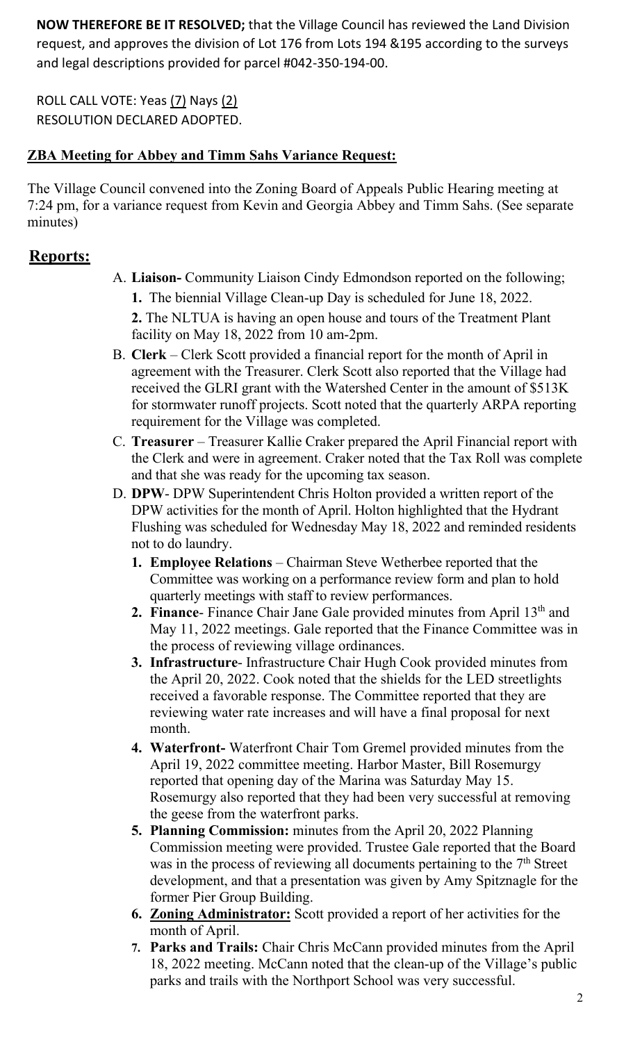**NOW THEREFORE BE IT RESOLVED;** that the Village Council has reviewed the Land Division request, and approves the division of Lot 176 from Lots 194 &195 according to the surveys and legal descriptions provided for parcel #042-350-194-00.

ROLL CALL VOTE: Yeas (7) Nays (2)
RESOLUTION DECLARED ADOPTED.

## ZBA Meeting for Abbey and Timm Sahs Variance Request:

The Village Council convened into the Zoning Board of Appeals Public Hearing meeting at 7:24 pm, for a variance request from Kevin and Georgia Abbey and Timm Sahs. (See separate minutes)

## Reports:

A. **Liaison-** Community Liaison Cindy Edmondson reported on the following;
   1. The biennial Village Clean-up Day is scheduled for June 18, 2022.
   2. The NLTUA is having an open house and tours of the Treatment Plant facility on May 18, 2022 from 10 am-2pm.
B. **Clerk** – Clerk Scott provided a financial report for the month of April in agreement with the Treasurer. Clerk Scott also reported that the Village had received the GLRI grant with the Watershed Center in the amount of $513K for stormwater runoff projects. Scott noted that the quarterly ARPA reporting requirement for the Village was completed.
C. **Treasurer** – Treasurer Kallie Craker prepared the April Financial report with the Clerk and were in agreement. Craker noted that the Tax Roll was complete and that she was ready for the upcoming tax season.
D. **DPW**- DPW Superintendent Chris Holton provided a written report of the DPW activities for the month of April. Holton highlighted that the Hydrant Flushing was scheduled for Wednesday May 18, 2022 and reminded residents not to do laundry.
   1. **Employee Relations** – Chairman Steve Wetherbee reported that the Committee was working on a performance review form and plan to hold quarterly meetings with staff to review performances.
   2. **Finance**- Finance Chair Jane Gale provided minutes from April 13th and May 11, 2022 meetings. Gale reported that the Finance Committee was in the process of reviewing village ordinances.
   3. **Infrastructure**- Infrastructure Chair Hugh Cook provided minutes from the April 20, 2022. Cook noted that the shields for the LED streetlights received a favorable response. The Committee reported that they are reviewing water rate increases and will have a final proposal for next month.
   4. **Waterfront-** Waterfront Chair Tom Gremel provided minutes from the April 19, 2022 committee meeting. Harbor Master, Bill Rosemurgy reported that opening day of the Marina was Saturday May 15. Rosemurgy also reported that they had been very successful at removing the geese from the waterfront parks.
   5. **Planning Commission:** minutes from the April 20, 2022 Planning Commission meeting were provided. Trustee Gale reported that the Board was in the process of reviewing all documents pertaining to the 7th Street development, and that a presentation was given by Amy Spitznagle for the former Pier Group Building.
   6. **Zoning Administrator:** Scott provided a report of her activities for the month of April.
   7. **Parks and Trails:** Chair Chris McCann provided minutes from the April 18, 2022 meeting. McCann noted that the clean-up of the Village's public parks and trails with the Northport School was very successful.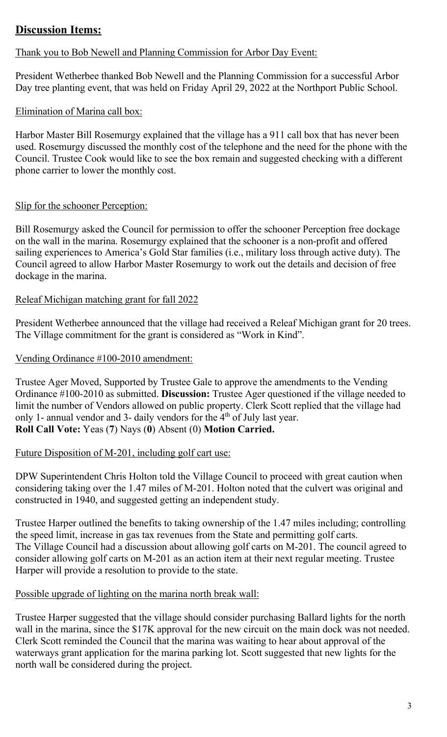## Discussion Items:

Thank you to Bob Newell and Planning Commission for Arbor Day Event:

President Wetherbee thanked Bob Newell and the Planning Commission for a successful Arbor Day tree planting event, that was held on Friday April 29, 2022 at the Northport Public School.

Elimination of Marina call box:

Harbor Master Bill Rosemurgy explained that the village has a 911 call box that has never been used. Rosemurgy discussed the monthly cost of the telephone and the need for the phone with the Council. Trustee Cook would like to see the box remain and suggested checking with a different phone carrier to lower the monthly cost.

Slip for the schooner Perception:

Bill Rosemurgy asked the Council for permission to offer the schooner Perception free dockage on the wall in the marina. Rosemurgy explained that the schooner is a non-profit and offered sailing experiences to America's Gold Star families (i.e., military loss through active duty). The Council agreed to allow Harbor Master Rosemurgy to work out the details and decision of free dockage in the marina.

Releaf Michigan matching grant for fall 2022

President Wetherbee announced that the village had received a Releaf Michigan grant for 20 trees. The Village commitment for the grant is considered as "Work in Kind".

Vending Ordinance #100-2010 amendment:

Trustee Ager Moved, Supported by Trustee Gale to approve the amendments to the Vending Ordinance #100-2010 as submitted. **Discussion:** Trustee Ager questioned if the village needed to limit the number of Vendors allowed on public property. Clerk Scott replied that the village had only 1- annual vendor and 3- daily vendors for the 4th of July last year.
**Roll Call Vote:** Yeas (**7**) Nays (**0**) Absent (0) **Motion Carried.**

Future Disposition of M-201, including golf cart use:

DPW Superintendent Chris Holton told the Village Council to proceed with great caution when considering taking over the 1.47 miles of M-201. Holton noted that the culvert was original and constructed in 1940, and suggested getting an independent study.

Trustee Harper outlined the benefits to taking ownership of the 1.47 miles including; controlling the speed limit, increase in gas tax revenues from the State and permitting golf carts.
The Village Council had a discussion about allowing golf carts on M-201. The council agreed to consider allowing golf carts on M-201 as an action item at their next regular meeting. Trustee Harper will provide a resolution to provide to the state.

Possible upgrade of lighting on the marina north break wall:

Trustee Harper suggested that the village should consider purchasing Ballard lights for the north wall in the marina, since the $17K approval for the new circuit on the main dock was not needed. Clerk Scott reminded the Council that the marina was waiting to hear about approval of the waterways grant application for the marina parking lot. Scott suggested that new lights for the north wall be considered during the project.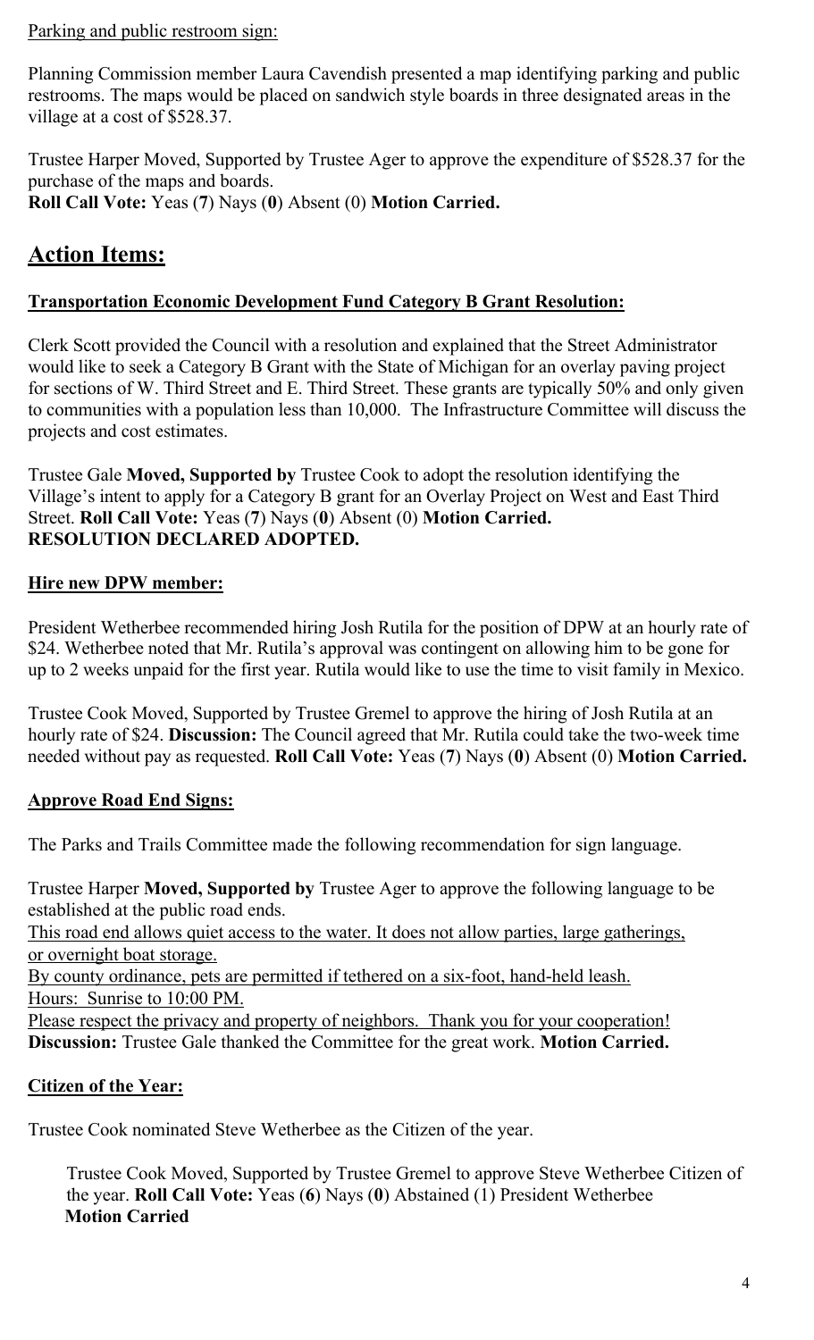Parking and public restroom sign:

Planning Commission member Laura Cavendish presented a map identifying parking and public restrooms. The maps would be placed on sandwich style boards in three designated areas in the village at a cost of $528.37.

Trustee Harper Moved, Supported by Trustee Ager to approve the expenditure of $528.37 for the purchase of the maps and boards.
**Roll Call Vote:** Yeas (**7**) Nays (**0**) Absent (0) **Motion Carried.**

## Action Items:

**Transportation Economic Development Fund Category B Grant Resolution:**

Clerk Scott provided the Council with a resolution and explained that the Street Administrator would like to seek a Category B Grant with the State of Michigan for an overlay paving project for sections of W. Third Street and E. Third Street. These grants are typically 50% and only given to communities with a population less than 10,000. The Infrastructure Committee will discuss the projects and cost estimates.

Trustee Gale **Moved, Supported by** Trustee Cook to adopt the resolution identifying the Village's intent to apply for a Category B grant for an Overlay Project on West and East Third Street. **Roll Call Vote:** Yeas (**7**) Nays (**0**) Absent (0) **Motion Carried.**
**RESOLUTION DECLARED ADOPTED.**

**Hire new DPW member:**

President Wetherbee recommended hiring Josh Rutila for the position of DPW at an hourly rate of $24. Wetherbee noted that Mr. Rutila's approval was contingent on allowing him to be gone for up to 2 weeks unpaid for the first year. Rutila would like to use the time to visit family in Mexico.

Trustee Cook Moved, Supported by Trustee Gremel to approve the hiring of Josh Rutila at an hourly rate of $24. **Discussion:** The Council agreed that Mr. Rutila could take the two-week time needed without pay as requested. **Roll Call Vote:** Yeas (**7**) Nays (**0**) Absent (0) **Motion Carried.**

**Approve Road End Signs:**

The Parks and Trails Committee made the following recommendation for sign language.

Trustee Harper **Moved, Supported by** Trustee Ager to approve the following language to be established at the public road ends.
<u>This road end allows quiet access to the water. It does not allow parties, large gatherings, or overnight boat storage.</u>
<u>By county ordinance, pets are permitted if tethered on a six-foot, hand-held leash.</u>
<u>Hours: Sunrise to 10:00 PM.</u>
<u>Please respect the privacy and property of neighbors. Thank you for your cooperation!</u>
**Discussion:** Trustee Gale thanked the Committee for the great work. **Motion Carried.**

**Citizen of the Year:**

Trustee Cook nominated Steve Wetherbee as the Citizen of the year.

Trustee Cook Moved, Supported by Trustee Gremel to approve Steve Wetherbee Citizen of the year. **Roll Call Vote:** Yeas (**6**) Nays (**0**) Abstained (1) President Wetherbee
**Motion Carried**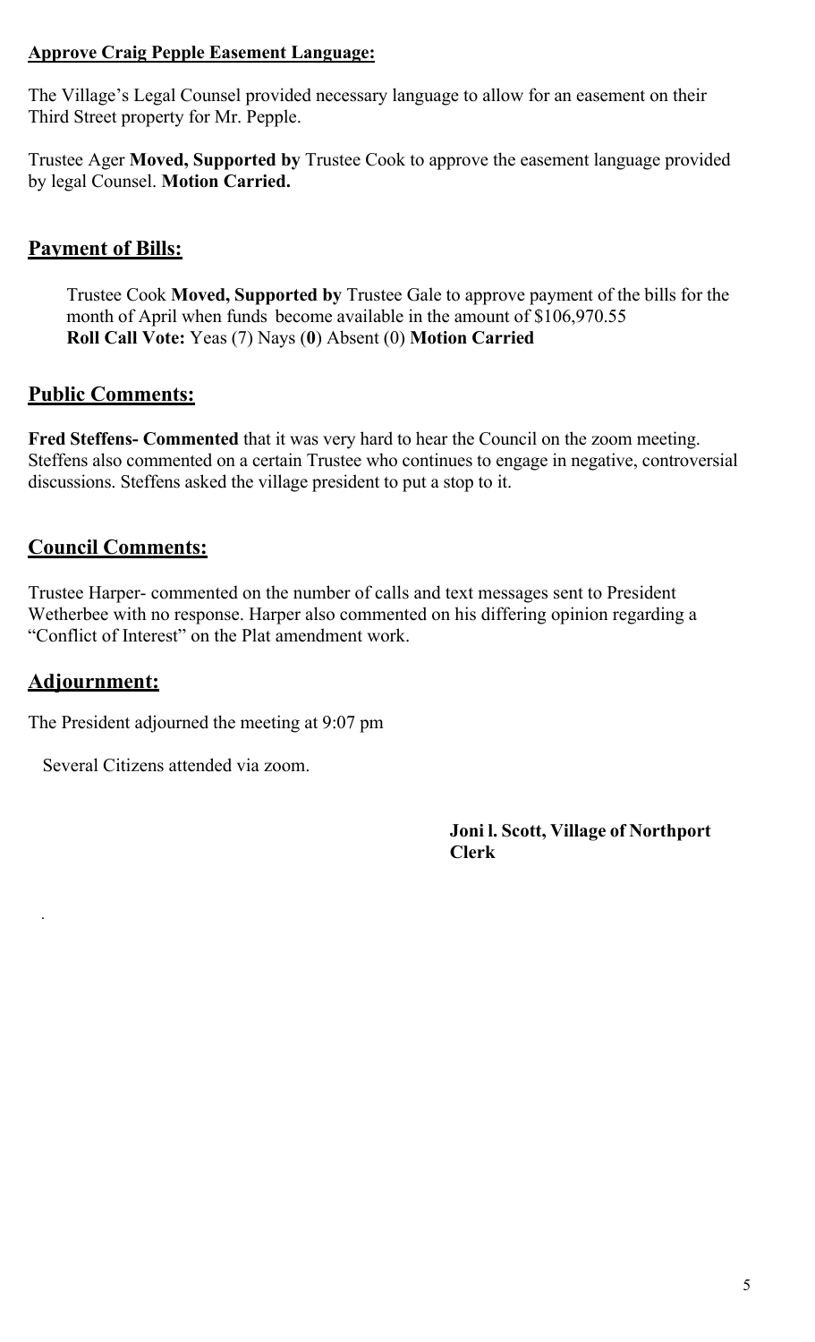**Approve Craig Pepple Easement Language:**

The Village's Legal Counsel provided necessary language to allow for an easement on their Third Street property for Mr. Pepple.

Trustee Ager **Moved, Supported by** Trustee Cook to approve the easement language provided by legal Counsel. **Motion Carried.**

## Payment of Bills:

Trustee Cook **Moved, Supported by** Trustee Gale to approve payment of the bills for the month of April when funds become available in the amount of $106,970.55
**Roll Call Vote:** Yeas (7) Nays (**0**) Absent (0) **Motion Carried**

## Public Comments:

**Fred Steffens- Commented** that it was very hard to hear the Council on the zoom meeting. Steffens also commented on a certain Trustee who continues to engage in negative, controversial discussions. Steffens asked the village president to put a stop to it.

## Council Comments:

Trustee Harper- commented on the number of calls and text messages sent to President Wetherbee with no response. Harper also commented on his differing opinion regarding a "Conflict of Interest" on the Plat amendment work.

## Adjournment:

The President adjourned the meeting at 9:07 pm

Several Citizens attended via zoom.

**Joni l. Scott, Village of Northport Clerk**